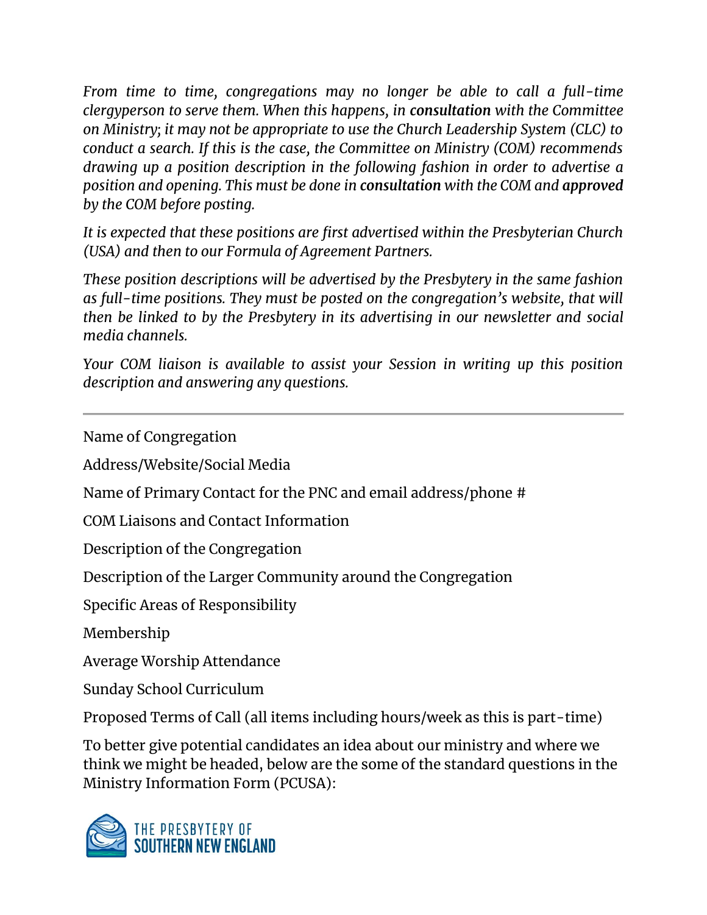*From time to time, congregations may no longer be able to call a full-time clergyperson to serve them. When this happens, in **consultation** with the Committee on Ministry; it may not be appropriate to use the Church Leadership System (CLC) to conduct a search. If this is the case, the Committee on Ministry (COM) recommends drawing up a position description in the following fashion in order to advertise a position and opening. This must be done in **consultation** with the COM and **approved** by the COM before posting.*

*It is expected that these positions are first advertised within the Presbyterian Church (USA) and then to our Formula of Agreement Partners.*

*These position descriptions will be advertised by the Presbytery in the same fashion as full-time positions. They must be posted on the congregation's website, that will then be linked to by the Presbytery in its advertising in our newsletter and social media channels.*

*Your COM liaison is available to assist your Session in writing up this position description and answering any questions.*

---

Name of Congregation

Address/Website/Social Media

Name of Primary Contact for the PNC and email address/phone #

COM Liaisons and Contact Information

Description of the Congregation

Description of the Larger Community around the Congregation

Specific Areas of Responsibility

Membership

Average Worship Attendance

Sunday School Curriculum

Proposed Terms of Call (all items including hours/week as this is part-time)

To better give potential candidates an idea about our ministry and where we think we might be headed, below are the some of the standard questions in the Ministry Information Form (PCUSA):

THE PRESBYTERY OF SOUTHERN NEW ENGLAND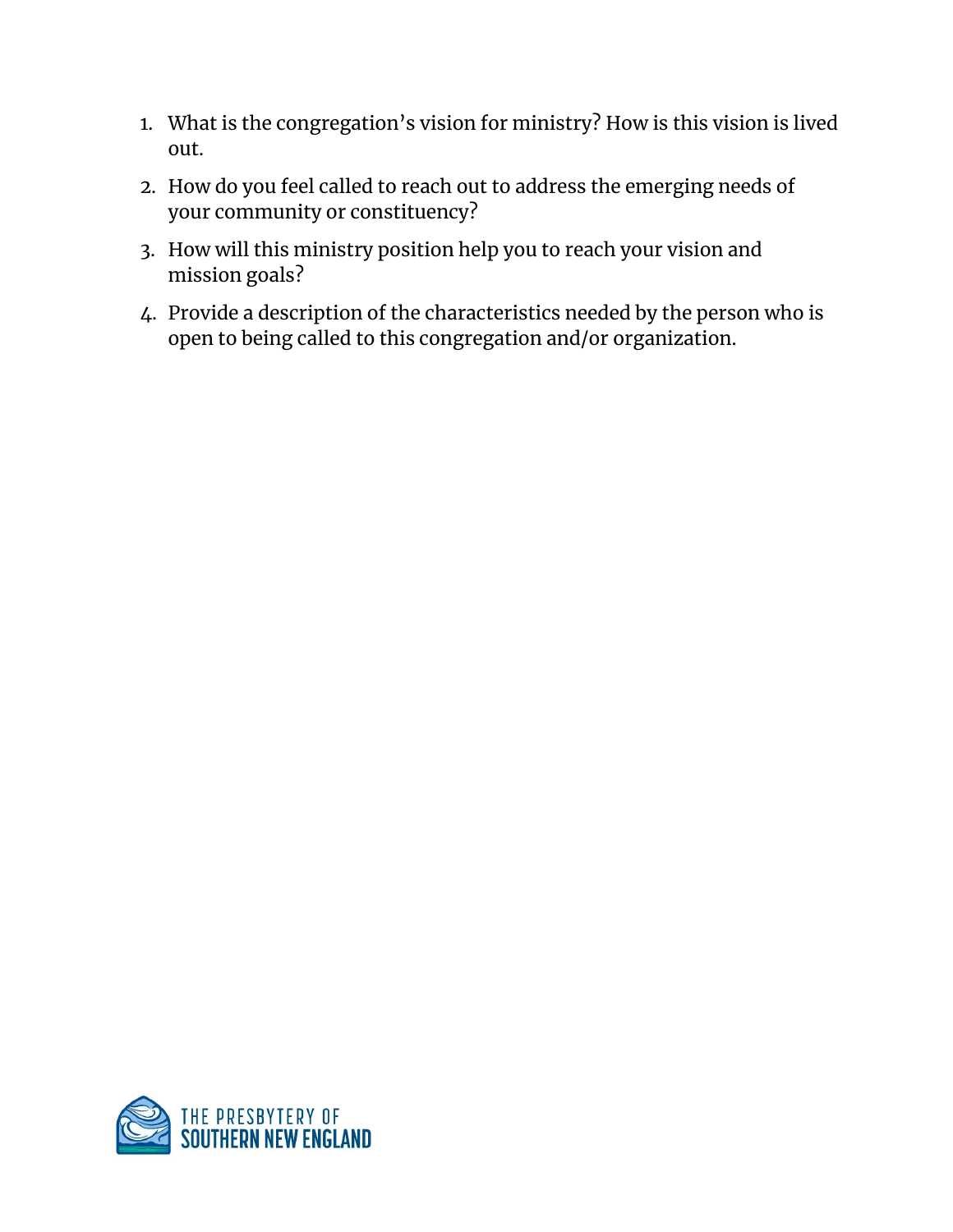1. What is the congregation's vision for ministry? How is this vision is lived out.
2. How do you feel called to reach out to address the emerging needs of your community or constituency?
3. How will this ministry position help you to reach your vision and mission goals?
4. Provide a description of the characteristics needed by the person who is open to being called to this congregation and/or organization.

THE PRESBYTERY OF
SOUTHERN NEW ENGLAND